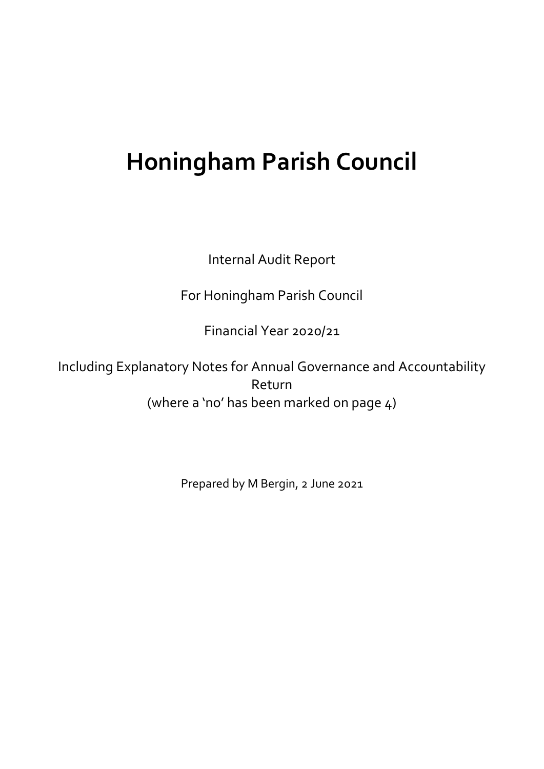# Honingham Parish Council

Internal Audit Report

For Honingham Parish Council

Financial Year 2020/21

Including Explanatory Notes for Annual Governance and Accountability Return
(where a 'no' has been marked on page 4)

Prepared by M Bergin, 2 June 2021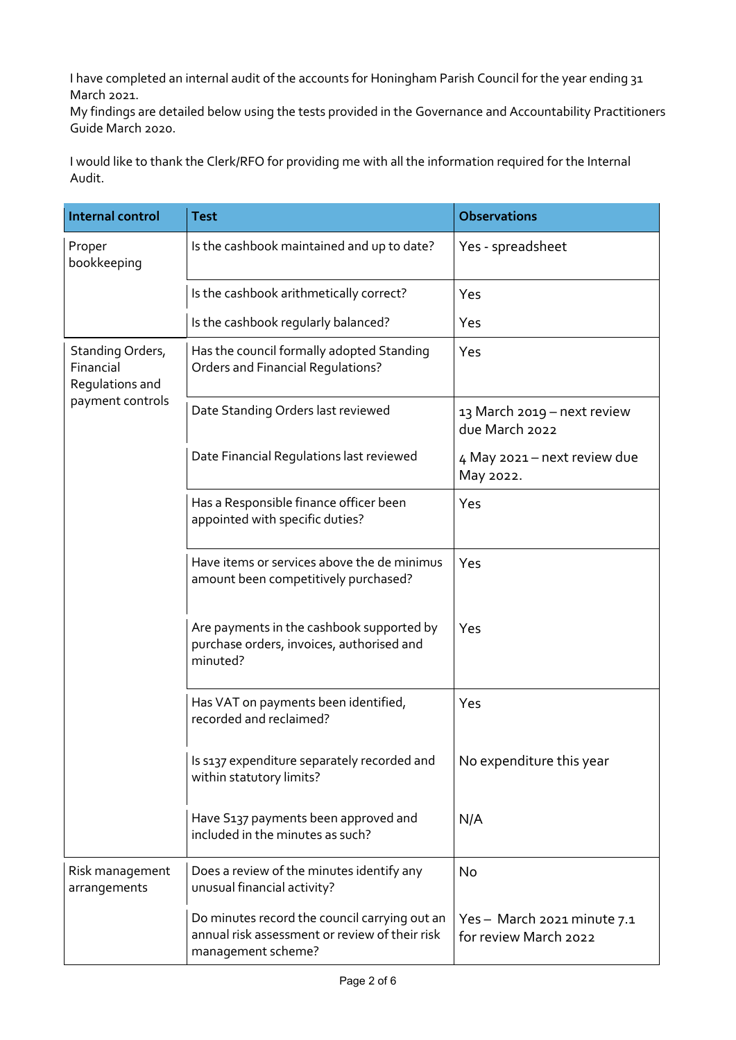I have completed an internal audit of the accounts for Honingham Parish Council for the year ending 31 March 2021.
My findings are detailed below using the tests provided in the Governance and Accountability Practitioners Guide March 2020.

I would like to thank the Clerk/RFO for providing me with all the information required for the Internal Audit.

| Internal control | Test | Observations |
|---|---|---|
| Proper bookkeeping | Is the cashbook maintained and up to date? | Yes - spreadsheet |
| | Is the cashbook arithmetically correct? | Yes |
| | Is the cashbook regularly balanced? | Yes |
| Standing Orders, Financial Regulations and payment controls | Has the council formally adopted Standing Orders and Financial Regulations? | Yes |
| | Date Standing Orders last reviewed | 13 March 2019 – next review due March 2022 |
| | Date Financial Regulations last reviewed | 4 May 2021 – next review due May 2022. |
| | Has a Responsible finance officer been appointed with specific duties? | Yes |
| | Have items or services above the de minimus amount been competitively purchased? | Yes |
| | Are payments in the cashbook supported by purchase orders, invoices, authorised and minuted? | Yes |
| | Has VAT on payments been identified, recorded and reclaimed? | Yes |
| | Is s137 expenditure separately recorded and within statutory limits? | No expenditure this year |
| | Have S137 payments been approved and included in the minutes as such? | N/A |
| Risk management arrangements | Does a review of the minutes identify any unusual financial activity? | No |
| | Do minutes record the council carrying out an annual risk assessment or review of their risk management scheme? | Yes – March 2021 minute 7.1 for review March 2022 |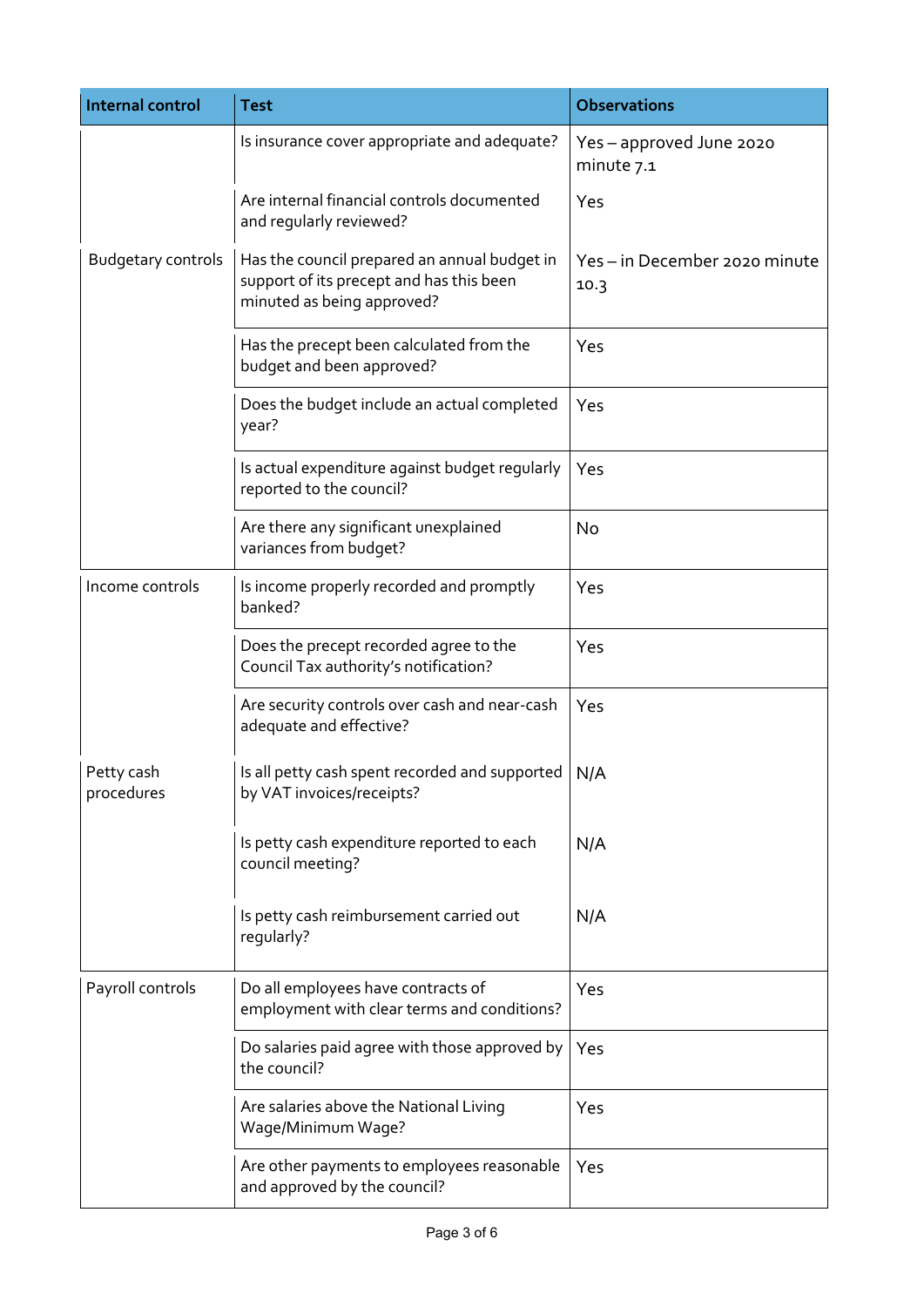| Internal control | Test | Observations |
|---|---|---|
| | Is insurance cover appropriate and adequate? | Yes – approved June 2020 minute 7.1 |
| | Are internal financial controls documented and regularly reviewed? | Yes |
| Budgetary controls | Has the council prepared an annual budget in support of its precept and has this been minuted as being approved? | Yes – in December 2020 minute 10.3 |
| | Has the precept been calculated from the budget and been approved? | Yes |
| | Does the budget include an actual completed year? | Yes |
| | Is actual expenditure against budget regularly reported to the council? | Yes |
| | Are there any significant unexplained variances from budget? | No |
| Income controls | Is income properly recorded and promptly banked? | Yes |
| | Does the precept recorded agree to the Council Tax authority's notification? | Yes |
| | Are security controls over cash and near-cash adequate and effective? | Yes |
| Petty cash procedures | Is all petty cash spent recorded and supported by VAT invoices/receipts? | N/A |
| | Is petty cash expenditure reported to each council meeting? | N/A |
| | Is petty cash reimbursement carried out regularly? | N/A |
| Payroll controls | Do all employees have contracts of employment with clear terms and conditions? | Yes |
| | Do salaries paid agree with those approved by the council? | Yes |
| | Are salaries above the National Living Wage/Minimum Wage? | Yes |
| | Are other payments to employees reasonable and approved by the council? | Yes |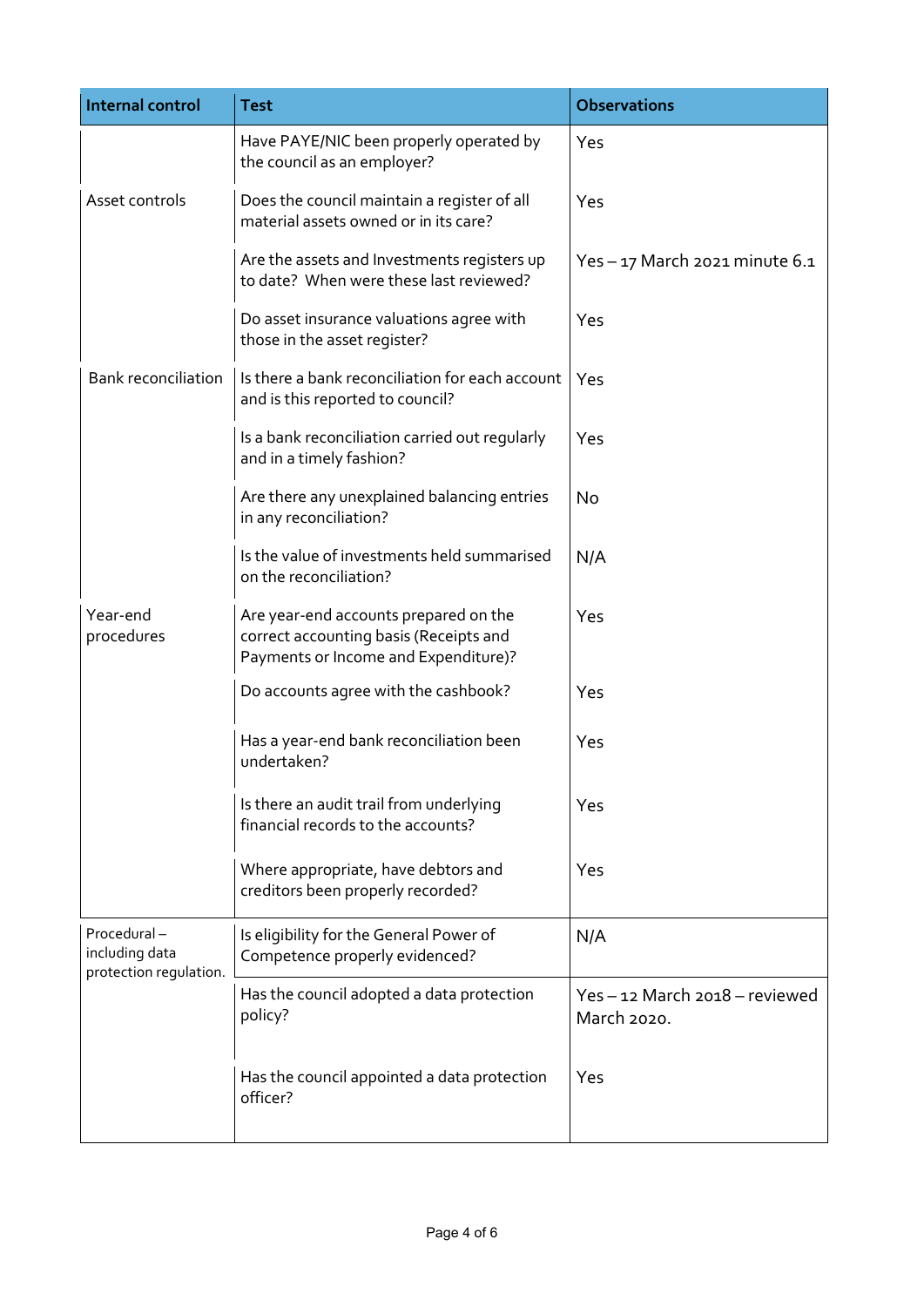| Internal control | Test | Observations |
|---|---|---|
| | Have PAYE/NIC been properly operated by the council as an employer? | Yes |
| Asset controls | Does the council maintain a register of all material assets owned or in its care? | Yes |
| | Are the assets and Investments registers up to date? When were these last reviewed? | Yes – 17 March 2021 minute 6.1 |
| | Do asset insurance valuations agree with those in the asset register? | Yes |
| Bank reconciliation | Is there a bank reconciliation for each account and is this reported to council? | Yes |
| | Is a bank reconciliation carried out regularly and in a timely fashion? | Yes |
| | Are there any unexplained balancing entries in any reconciliation? | No |
| | Is the value of investments held summarised on the reconciliation? | N/A |
| Year-end procedures | Are year-end accounts prepared on the correct accounting basis (Receipts and Payments or Income and Expenditure)? | Yes |
| | Do accounts agree with the cashbook? | Yes |
| | Has a year-end bank reconciliation been undertaken? | Yes |
| | Is there an audit trail from underlying financial records to the accounts? | Yes |
| | Where appropriate, have debtors and creditors been properly recorded? | Yes |
| Procedural – including data protection regulation. | Is eligibility for the General Power of Competence properly evidenced? | N/A |
| | Has the council adopted a data protection policy? | Yes – 12 March 2018 – reviewed March 2020. |
| | Has the council appointed a data protection officer? | Yes |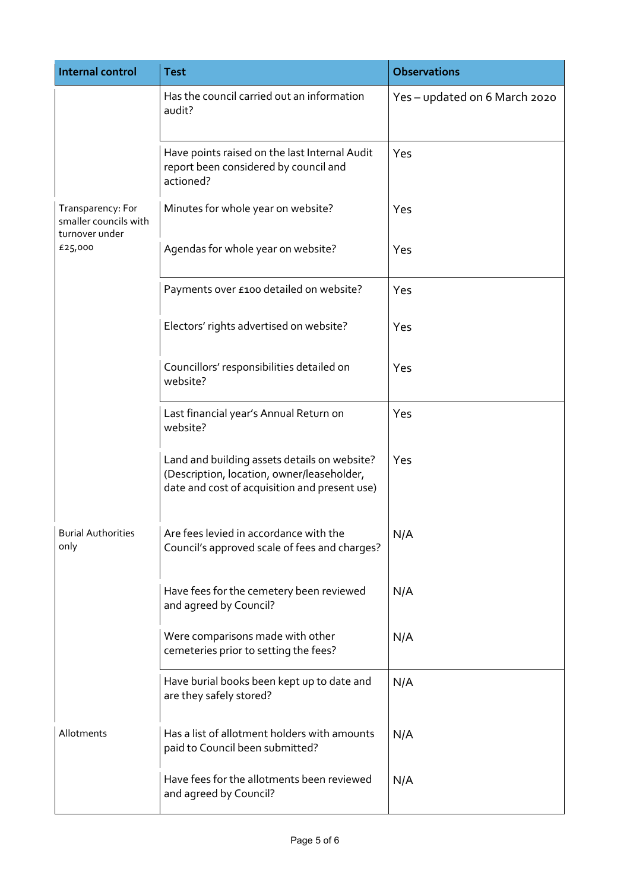| Internal control | Test | Observations |
| --- | --- | --- |
| | Has the council carried out an information audit? | Yes – updated on 6 March 2020 |
| | Have points raised on the last Internal Audit report been considered by council and actioned? | Yes |
| Transparency: For smaller councils with turnover under £25,000 | Minutes for whole year on website? | Yes |
| | Agendas for whole year on website? | Yes |
| | Payments over £100 detailed on website? | Yes |
| | Electors' rights advertised on website? | Yes |
| | Councillors' responsibilities detailed on website? | Yes |
| | Last financial year's Annual Return on website? | Yes |
| | Land and building assets details on website? (Description, location, owner/leaseholder, date and cost of acquisition and present use) | Yes |
| Burial Authorities only | Are fees levied in accordance with the Council's approved scale of fees and charges? | N/A |
| | Have fees for the cemetery been reviewed and agreed by Council? | N/A |
| | Were comparisons made with other cemeteries prior to setting the fees? | N/A |
| | Have burial books been kept up to date and are they safely stored? | N/A |
| Allotments | Has a list of allotment holders with amounts paid to Council been submitted? | N/A |
| | Have fees for the allotments been reviewed and agreed by Council? | N/A |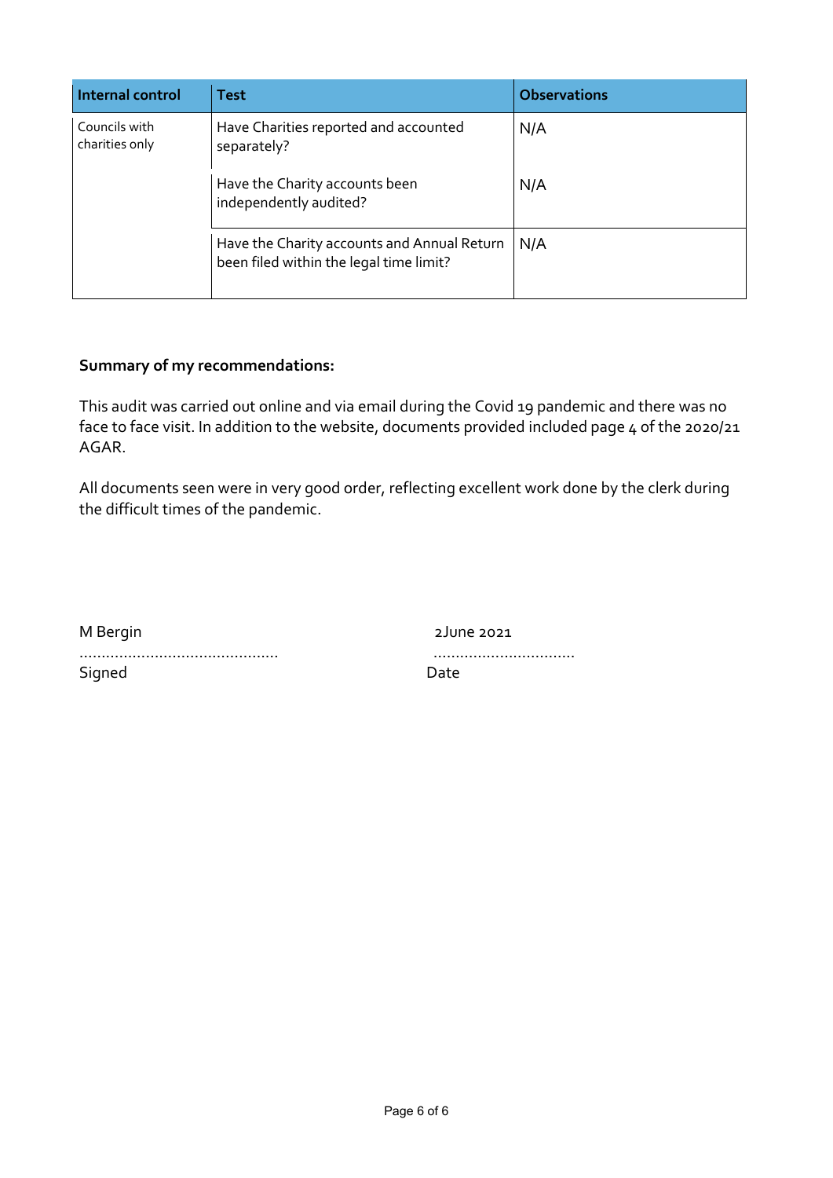| Internal control | Test | Observations |
| --- | --- | --- |
| Councils with charities only | Have Charities reported and accounted separately? | N/A |
| | Have the Charity accounts been independently audited? | N/A |
| | Have the Charity accounts and Annual Return been filed within the legal time limit? | N/A |

**Summary of my recommendations:**

This audit was carried out online and via email during the Covid 19 pandemic and there was no face to face visit. In addition to the website, documents provided included page 4 of the 2020/21 AGAR.

All documents seen were in very good order, reflecting excellent work done by the clerk during the difficult times of the pandemic.

M Bergin
...............................................
Signed

2June 2021
..................................
Date